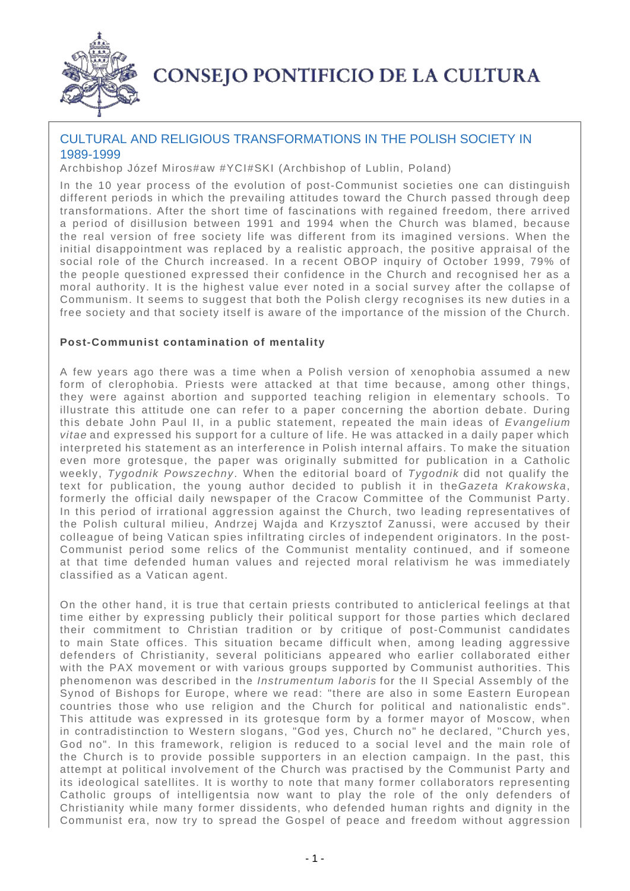# CONSEJO PONTIFICIO DE LA CULTURA

## CULTURAL AND RELIGIOUS TRANSFORMATIONS IN THE POLISH SOCIETY IN 1989-1999

Archbishop Józef Miros#aw #YCI#SKI (Archbishop of Lublin, Poland)

In the 10 year process of the evolution of post-Communist societies one can distinguish different periods in which the prevailing attitudes toward the Church passed through deep transformations. After the short time of fascinations with regained freedom, there arrived a period of disillusion between 1991 and 1994 when the Church was blamed, because the real version of free society life was different from its imagined versions. When the initial disappointment was replaced by a realistic approach, the positive appraisal of the social role of the Church increased. In a recent OBOP inquiry of October 1999, 79% of the people questioned expressed their confidence in the Church and recognised her as a moral authority. It is the highest value ever noted in a social survey after the collapse of Communism. It seems to suggest that both the Polish clergy recognises its new duties in a free society and that society itself is aware of the importance of the mission of the Church.

### Post-Communist contamination of mentality

A few years ago there was a time when a Polish version of xenophobia assumed a new form of clerophobia. Priests were attacked at that time because, among other things, they were against abortion and supported teaching religion in elementary schools. To illustrate this attitude one can refer to a paper concerning the abortion debate. During this debate John Paul II, in a public statement, repeated the main ideas of *Evangelium vitae* and expressed his support for a culture of life. He was attacked in a daily paper which interpreted his statement as an interference in Polish internal affairs. To make the situation even more grotesque, the paper was originally submitted for publication in a Catholic weekly, *Tygodnik Powszechny*. When the editorial board of *Tygodnik* did not qualify the text for publication, the young author decided to publish it in the*Gazeta Krakowska*, formerly the official daily newspaper of the Cracow Committee of the Communist Party. In this period of irrational aggression against the Church, two leading representatives of the Polish cultural milieu, Andrzej Wajda and Krzysztof Zanussi, were accused by their colleague of being Vatican spies infiltrating circles of independent originators. In the post-Communist period some relics of the Communist mentality continued, and if someone at that time defended human values and rejected moral relativism he was immediately classified as a Vatican agent.

On the other hand, it is true that certain priests contributed to anticlerical feelings at that time either by expressing publicly their political support for those parties which declared their commitment to Christian tradition or by critique of post-Communist candidates to main State offices. This situation became difficult when, among leading aggressive defenders of Christianity, several politicians appeared who earlier collaborated either with the PAX movement or with various groups supported by Communist authorities. This phenomenon was described in the *Instrumentum laboris* for the II Special Assembly of the Synod of Bishops for Europe, where we read: "there are also in some Eastern European countries those who use religion and the Church for political and nationalistic ends". This attitude was expressed in its grotesque form by a former mayor of Moscow, when in contradistinction to Western slogans, "God yes, Church no" he declared, "Church yes, God no". In this framework, religion is reduced to a social level and the main role of the Church is to provide possible supporters in an election campaign. In the past, this attempt at political involvement of the Church was practised by the Communist Party and its ideological satellites. It is worthy to note that many former collaborators representing Catholic groups of intelligentsia now want to play the role of the only defenders of Christianity while many former dissidents, who defended human rights and dignity in the Communist era, now try to spread the Gospel of peace and freedom without aggression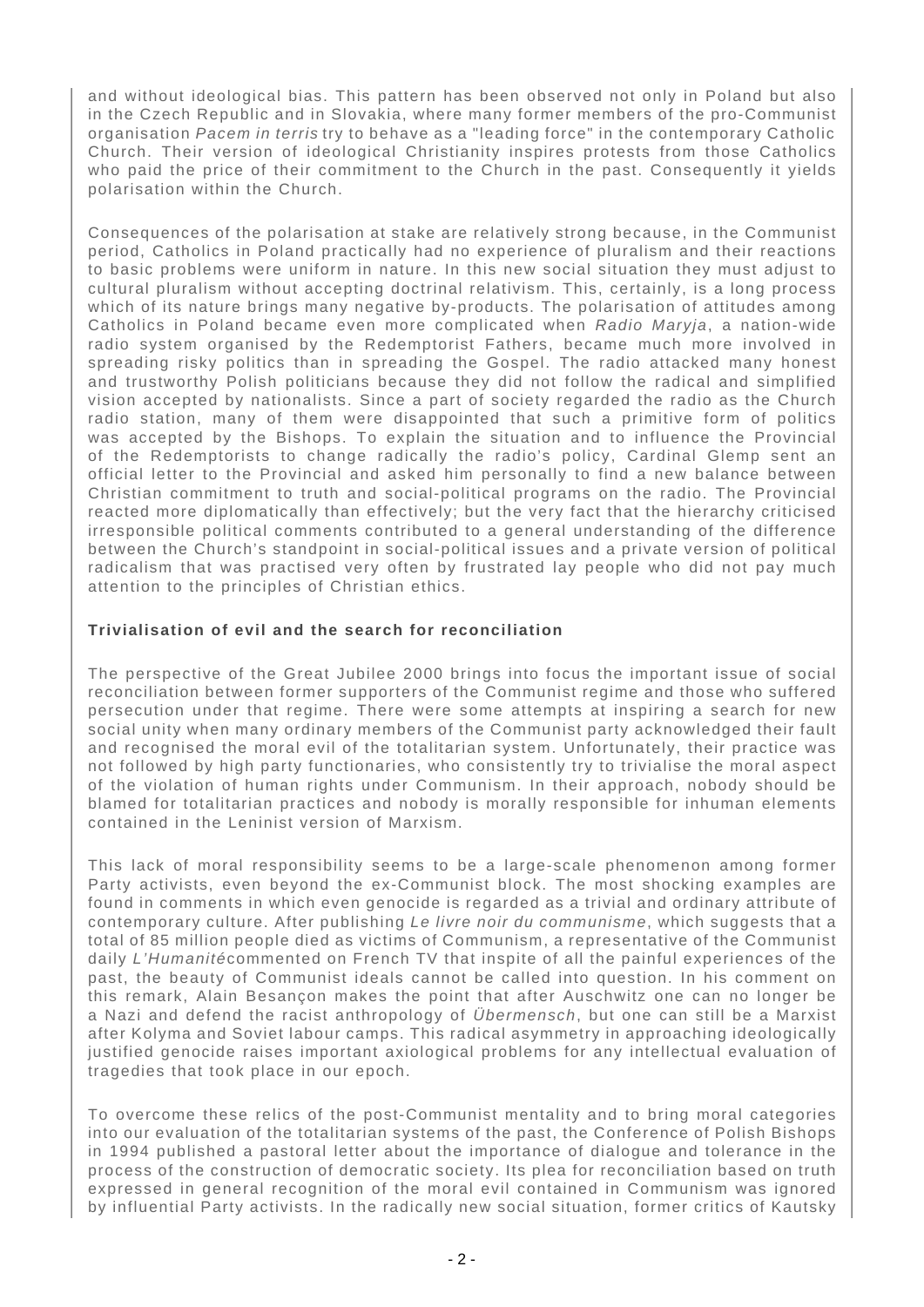and without ideological bias. This pattern has been observed not only in Poland but also in the Czech Republic and in Slovakia, where many former members of the pro-Communist organisation *Pacem in terris* try to behave as a "leading force" in the contemporary Catholic Church. Their version of ideological Christianity inspires protests from those Catholics who paid the price of their commitment to the Church in the past. Consequently it yields polarisation within the Church.

Consequences of the polarisation at stake are relatively strong because, in the Communist period, Catholics in Poland practically had no experience of pluralism and their reactions to basic problems were uniform in nature. In this new social situation they must adjust to cultural pluralism without accepting doctrinal relativism. This, certainly, is a long process which of its nature brings many negative by-products. The polarisation of attitudes among Catholics in Poland became even more complicated when *Radio Maryja*, a nation-wide radio system organised by the Redemptorist Fathers, became much more involved in spreading risky politics than in spreading the Gospel. The radio attacked many honest and trustworthy Polish politicians because they did not follow the radical and simplified vision accepted by nationalists. Since a part of society regarded the radio as the Church radio station, many of them were disappointed that such a primitive form of politics was accepted by the Bishops. To explain the situation and to influence the Provincial of the Redemptorists to change radically the radio's policy, Cardinal Glemp sent an official letter to the Provincial and asked him personally to find a new balance between Christian commitment to truth and social-political programs on the radio. The Provincial reacted more diplomatically than effectively; but the very fact that the hierarchy criticised irresponsible political comments contributed to a general understanding of the difference between the Church's standpoint in social-political issues and a private version of political radicalism that was practised very often by frustrated lay people who did not pay much attention to the principles of Christian ethics.

**Trivialisation of evil and the search for reconciliation**

The perspective of the Great Jubilee 2000 brings into focus the important issue of social reconciliation between former supporters of the Communist regime and those who suffered persecution under that regime. There were some attempts at inspiring a search for new social unity when many ordinary members of the Communist party acknowledged their fault and recognised the moral evil of the totalitarian system. Unfortunately, their practice was not followed by high party functionaries, who consistently try to trivialise the moral aspect of the violation of human rights under Communism. In their approach, nobody should be blamed for totalitarian practices and nobody is morally responsible for inhuman elements contained in the Leninist version of Marxism.

This lack of moral responsibility seems to be a large-scale phenomenon among former Party activists, even beyond the ex-Communist block. The most shocking examples are found in comments in which even genocide is regarded as a trivial and ordinary attribute of contemporary culture. After publishing *Le livre noir du communisme*, which suggests that a total of 85 million people died as victims of Communism, a representative of the Communist daily *L'Humanité* commented on French TV that inspite of all the painful experiences of the past, the beauty of Communist ideals cannot be called into question. In his comment on this remark, Alain Besançon makes the point that after Auschwitz one can no longer be a Nazi and defend the racist anthropology of *Übermensch*, but one can still be a Marxist after Kolyma and Soviet labour camps. This radical asymmetry in approaching ideologically justified genocide raises important axiological problems for any intellectual evaluation of tragedies that took place in our epoch.

To overcome these relics of the post-Communist mentality and to bring moral categories into our evaluation of the totalitarian systems of the past, the Conference of Polish Bishops in 1994 published a pastoral letter about the importance of dialogue and tolerance in the process of the construction of democratic society. Its plea for reconciliation based on truth expressed in general recognition of the moral evil contained in Communism was ignored by influential Party activists. In the radically new social situation, former critics of Kautsky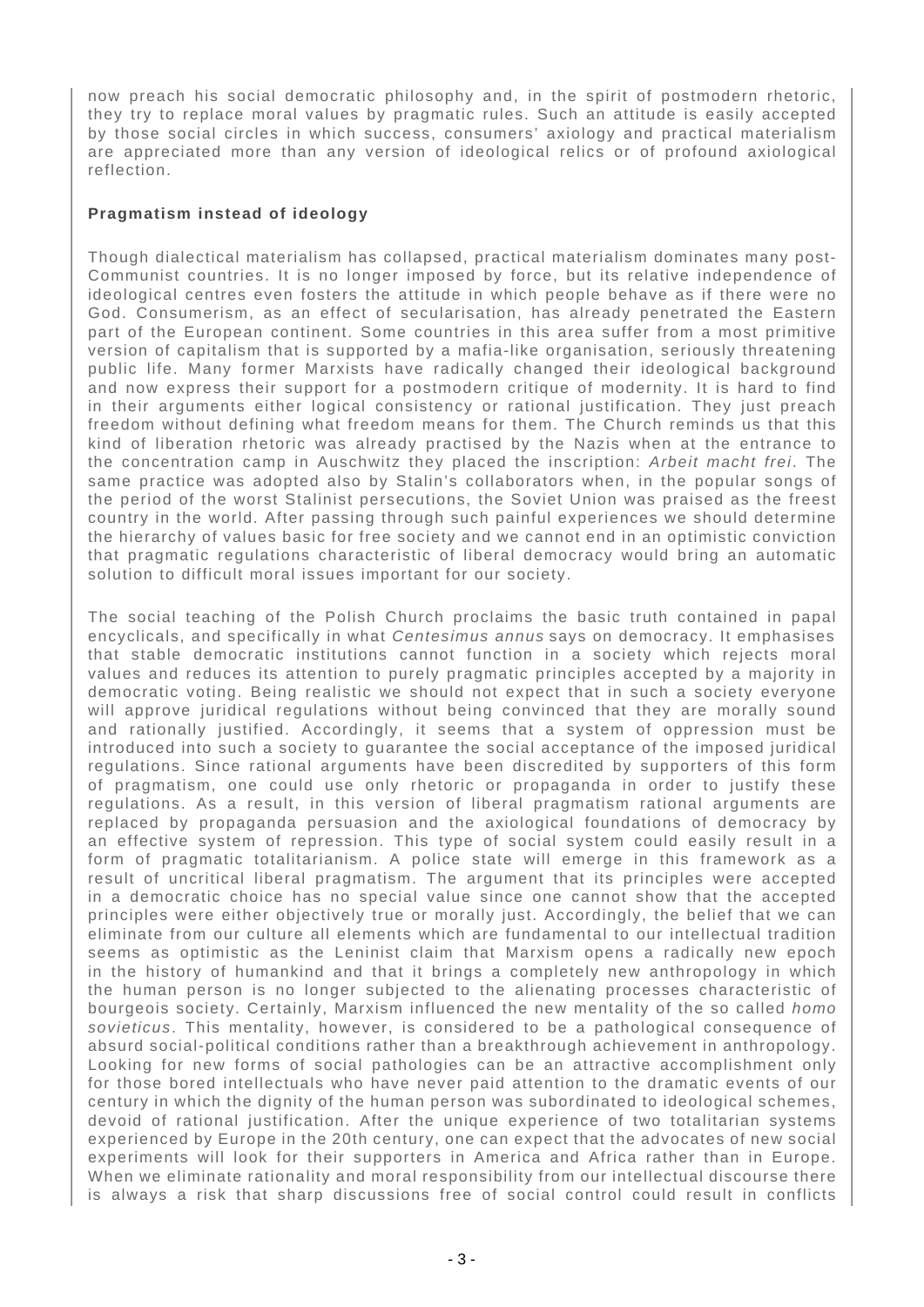now preach his social democratic philosophy and, in the spirit of postmodern rhetoric, they try to replace moral values by pragmatic rules. Such an attitude is easily accepted by those social circles in which success, consumers' axiology and practical materialism are appreciated more than any version of ideological relics or of profound axiological reflection.

**Pragmatism instead of ideology**

Though dialectical materialism has collapsed, practical materialism dominates many post-Communist countries. It is no longer imposed by force, but its relative independence of ideological centres even fosters the attitude in which people behave as if there were no God. Consumerism, as an effect of secularisation, has already penetrated the Eastern part of the European continent. Some countries in this area suffer from a most primitive version of capitalism that is supported by a mafia-like organisation, seriously threatening public life. Many former Marxists have radically changed their ideological background and now express their support for a postmodern critique of modernity. It is hard to find in their arguments either logical consistency or rational justification. They just preach freedom without defining what freedom means for them. The Church reminds us that this kind of liberation rhetoric was already practised by the Nazis when at the entrance to the concentration camp in Auschwitz they placed the inscription: *Arbeit macht frei*. The same practice was adopted also by Stalin's collaborators when, in the popular songs of the period of the worst Stalinist persecutions, the Soviet Union was praised as the freest country in the world. After passing through such painful experiences we should determine the hierarchy of values basic for free society and we cannot end in an optimistic conviction that pragmatic regulations characteristic of liberal democracy would bring an automatic solution to difficult moral issues important for our society.

The social teaching of the Polish Church proclaims the basic truth contained in papal encyclicals, and specifically in what *Centesimus annus* says on democracy. It emphasises that stable democratic institutions cannot function in a society which rejects moral values and reduces its attention to purely pragmatic principles accepted by a majority in democratic voting. Being realistic we should not expect that in such a society everyone will approve juridical regulations without being convinced that they are morally sound and rationally justified. Accordingly, it seems that a system of oppression must be introduced into such a society to guarantee the social acceptance of the imposed juridical regulations. Since rational arguments have been discredited by supporters of this form of pragmatism, one could use only rhetoric or propaganda in order to justify these regulations. As a result, in this version of liberal pragmatism rational arguments are replaced by propaganda persuasion and the axiological foundations of democracy by an effective system of repression. This type of social system could easily result in a form of pragmatic totalitarianism. A police state will emerge in this framework as a result of uncritical liberal pragmatism. The argument that its principles were accepted in a democratic choice has no special value since one cannot show that the accepted principles were either objectively true or morally just. Accordingly, the belief that we can eliminate from our culture all elements which are fundamental to our intellectual tradition seems as optimistic as the Leninist claim that Marxism opens a radically new epoch in the history of humankind and that it brings a completely new anthropology in which the human person is no longer subjected to the alienating processes characteristic of bourgeois society. Certainly, Marxism influenced the new mentality of the so called *homo sovieticus*. This mentality, however, is considered to be a pathological consequence of absurd social-political conditions rather than a breakthrough achievement in anthropology. Looking for new forms of social pathologies can be an attractive accomplishment only for those bored intellectuals who have never paid attention to the dramatic events of our century in which the dignity of the human person was subordinated to ideological schemes, devoid of rational justification. After the unique experience of two totalitarian systems experienced by Europe in the 20th century, one can expect that the advocates of new social experiments will look for their supporters in America and Africa rather than in Europe. When we eliminate rationality and moral responsibility from our intellectual discourse there is always a risk that sharp discussions free of social control could result in conflicts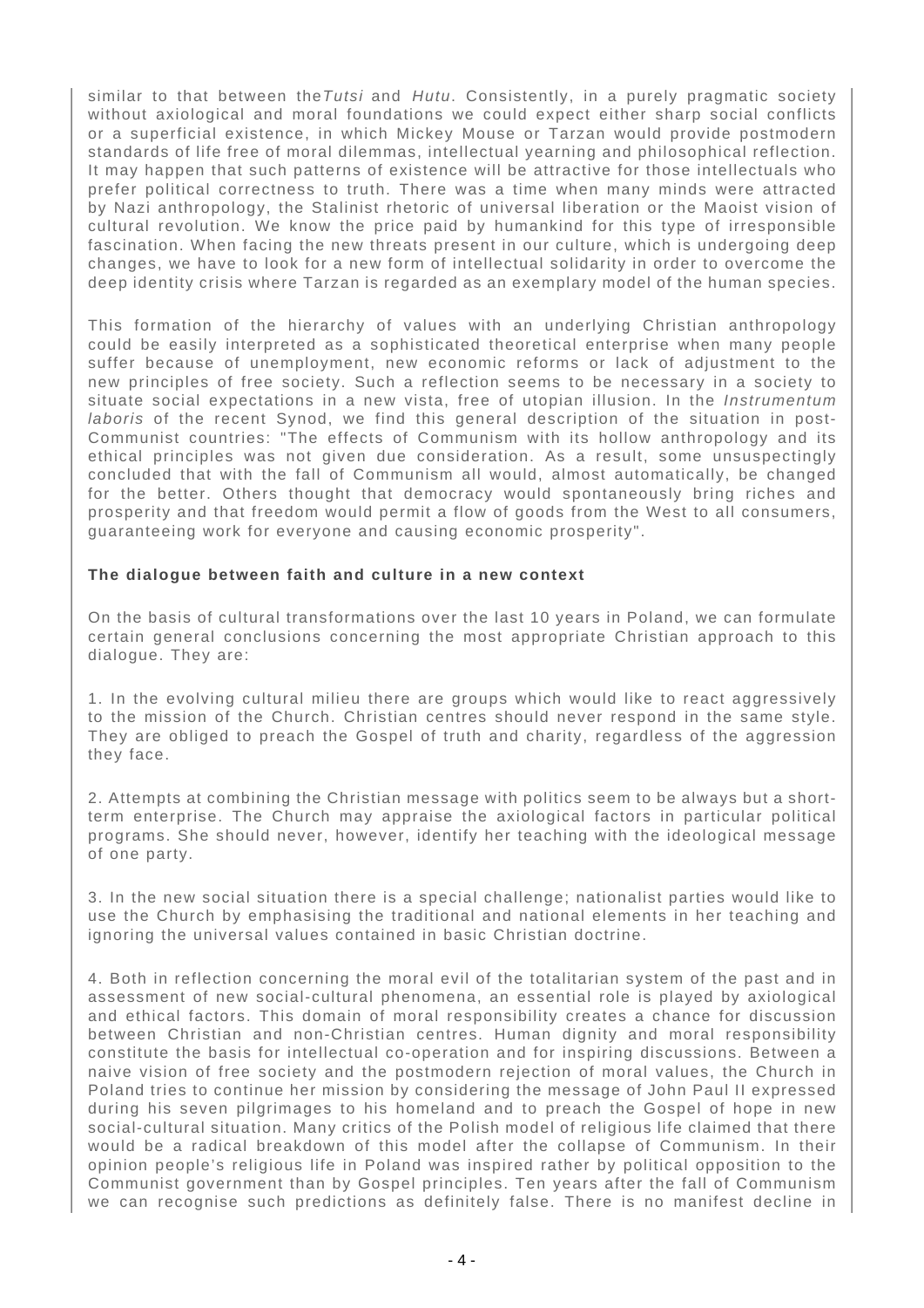similar to that between the *Tutsi* and *Hutu*. Consistently, in a purely pragmatic society without axiological and moral foundations we could expect either sharp social conflicts or a superficial existence, in which Mickey Mouse or Tarzan would provide postmodern standards of life free of moral dilemmas, intellectual yearning and philosophical reflection. It may happen that such patterns of existence will be attractive for those intellectuals who prefer political correctness to truth. There was a time when many minds were attracted by Nazi anthropology, the Stalinist rhetoric of universal liberation or the Maoist vision of cultural revolution. We know the price paid by humankind for this type of irresponsible fascination. When facing the new threats present in our culture, which is undergoing deep changes, we have to look for a new form of intellectual solidarity in order to overcome the deep identity crisis where Tarzan is regarded as an exemplary model of the human species.

This formation of the hierarchy of values with an underlying Christian anthropology could be easily interpreted as a sophisticated theoretical enterprise when many people suffer because of unemployment, new economic reforms or lack of adjustment to the new principles of free society. Such a reflection seems to be necessary in a society to situate social expectations in a new vista, free of utopian illusion. In the *Instrumentum laboris* of the recent Synod, we find this general description of the situation in post-Communist countries: "The effects of Communism with its hollow anthropology and its ethical principles was not given due consideration. As a result, some unsuspectingly concluded that with the fall of Communism all would, almost automatically, be changed for the better. Others thought that democracy would spontaneously bring riches and prosperity and that freedom would permit a flow of goods from the West to all consumers, guaranteeing work for everyone and causing economic prosperity".

**The dialogue between faith and culture in a new context**

On the basis of cultural transformations over the last 10 years in Poland, we can formulate certain general conclusions concerning the most appropriate Christian approach to this dialogue. They are:

1. In the evolving cultural milieu there are groups which would like to react aggressively to the mission of the Church. Christian centres should never respond in the same style. They are obliged to preach the Gospel of truth and charity, regardless of the aggression they face.

2. Attempts at combining the Christian message with politics seem to be always but a short-term enterprise. The Church may appraise the axiological factors in particular political programs. She should never, however, identify her teaching with the ideological message of one party.

3. In the new social situation there is a special challenge; nationalist parties would like to use the Church by emphasising the traditional and national elements in her teaching and ignoring the universal values contained in basic Christian doctrine.

4. Both in reflection concerning the moral evil of the totalitarian system of the past and in assessment of new social-cultural phenomena, an essential role is played by axiological and ethical factors. This domain of moral responsibility creates a chance for discussion between Christian and non-Christian centres. Human dignity and moral responsibility constitute the basis for intellectual co-operation and for inspiring discussions. Between a naive vision of free society and the postmodern rejection of moral values, the Church in Poland tries to continue her mission by considering the message of John Paul II expressed during his seven pilgrimages to his homeland and to preach the Gospel of hope in new social-cultural situation. Many critics of the Polish model of religious life claimed that there would be a radical breakdown of this model after the collapse of Communism. In their opinion people's religious life in Poland was inspired rather by political opposition to the Communist government than by Gospel principles. Ten years after the fall of Communism we can recognise such predictions as definitely false. There is no manifest decline in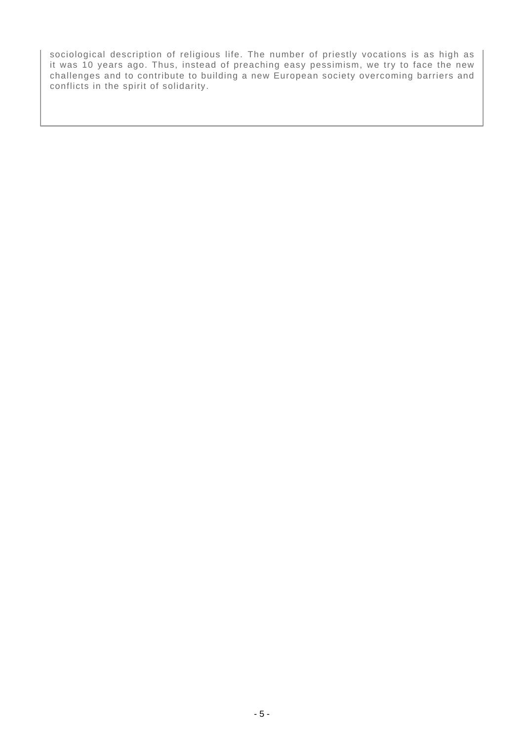sociological description of religious life. The number of priestly vocations is as high as it was 10 years ago. Thus, instead of preaching easy pessimism, we try to face the new challenges and to contribute to building a new European society overcoming barriers and conflicts in the spirit of solidarity.